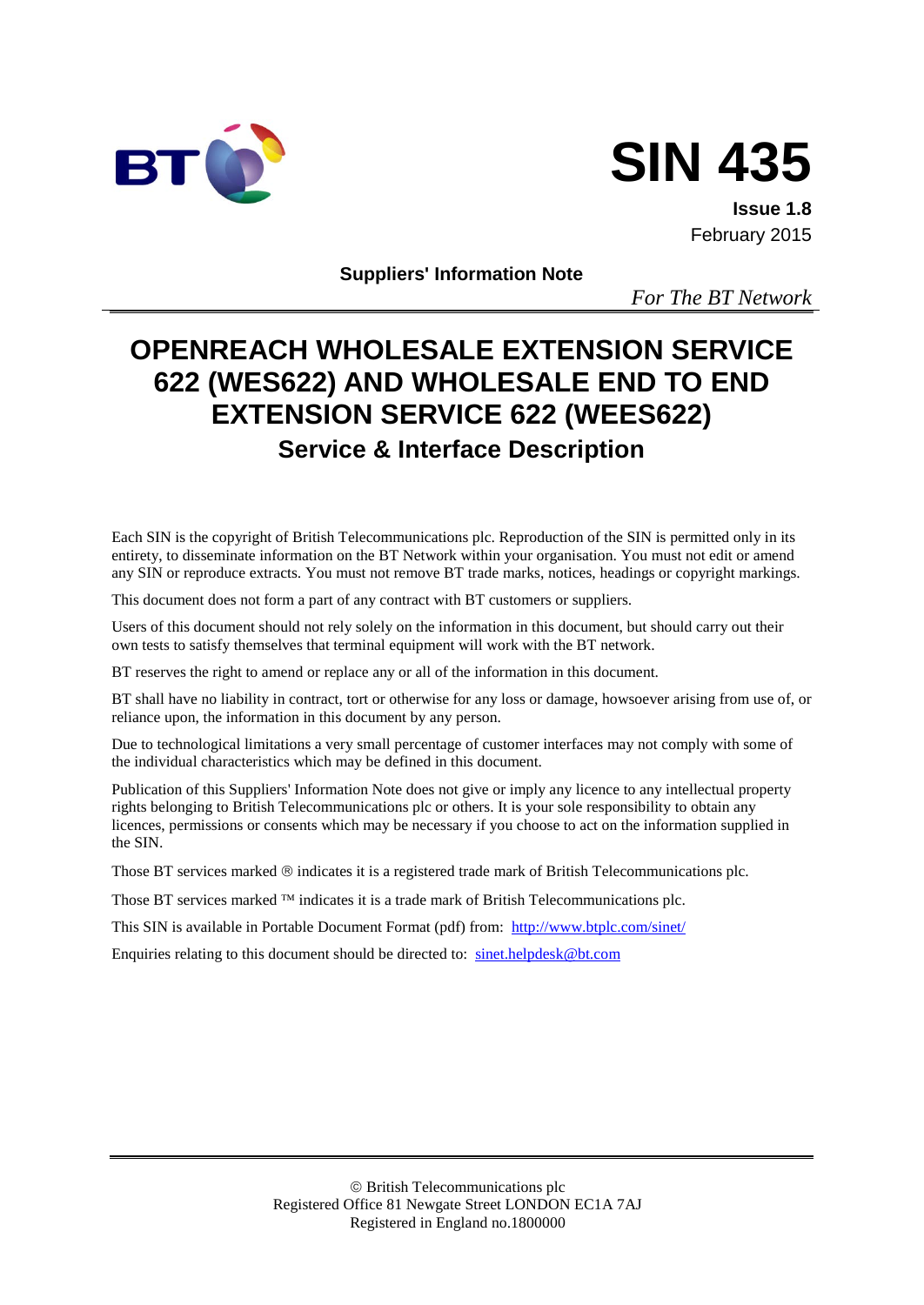# SIN 435

**Issue 1.8**
February 2015

**Suppliers' Information Note**

*For The BT Network*

# OPENREACH WHOLESALE EXTENSION SERVICE 622 (WES622) AND WHOLESALE END TO END EXTENSION SERVICE 622 (WEES622)

## Service & Interface Description

Each SIN is the copyright of British Telecommunications plc. Reproduction of the SIN is permitted only in its entirety, to disseminate information on the BT Network within your organisation. You must not edit or amend any SIN or reproduce extracts. You must not remove BT trade marks, notices, headings or copyright markings.

This document does not form a part of any contract with BT customers or suppliers.

Users of this document should not rely solely on the information in this document, but should carry out their own tests to satisfy themselves that terminal equipment will work with the BT network.

BT reserves the right to amend or replace any or all of the information in this document.

BT shall have no liability in contract, tort or otherwise for any loss or damage, howsoever arising from use of, or reliance upon, the information in this document by any person.

Due to technological limitations a very small percentage of customer interfaces may not comply with some of the individual characteristics which may be defined in this document.

Publication of this Suppliers' Information Note does not give or imply any licence to any intellectual property rights belonging to British Telecommunications plc or others. It is your sole responsibility to obtain any licences, permissions or consents which may be necessary if you choose to act on the information supplied in the SIN.

Those BT services marked ® indicates it is a registered trade mark of British Telecommunications plc.

Those BT services marked ™ indicates it is a trade mark of British Telecommunications plc.

This SIN is available in Portable Document Format (pdf) from: http://www.btplc.com/sinet/

Enquiries relating to this document should be directed to: sinet.helpdesk@bt.com

© British Telecommunications plc
Registered Office 81 Newgate Street LONDON EC1A 7AJ
Registered in England no.1800000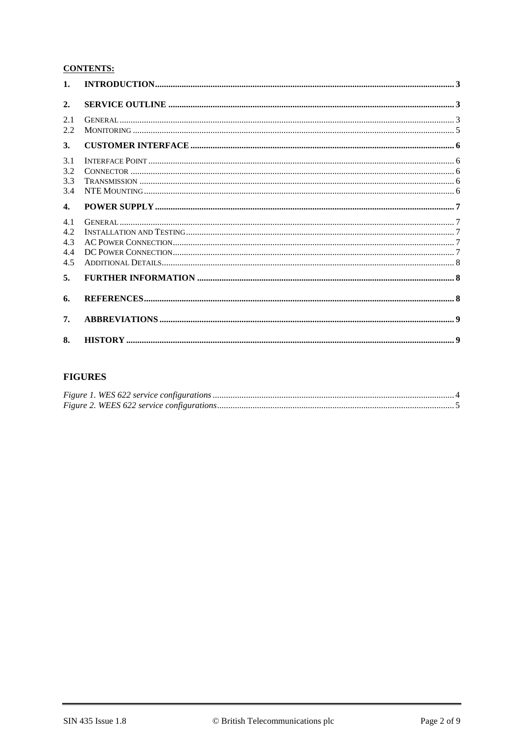**CONTENTS:**

1. **INTRODUCTION** ..... 3
2. **SERVICE OUTLINE** ..... 3
   - 2.1 GENERAL ..... 3
   - 2.2 MONITORING ..... 5
3. **CUSTOMER INTERFACE** ..... 6
   - 3.1 INTERFACE POINT ..... 6
   - 3.2 CONNECTOR ..... 6
   - 3.3 TRANSMISSION ..... 6
   - 3.4 NTE MOUNTING ..... 6
4. **POWER SUPPLY** ..... 7
   - 4.1 GENERAL ..... 7
   - 4.2 INSTALLATION AND TESTING ..... 7
   - 4.3 AC POWER CONNECTION ..... 7
   - 4.4 DC POWER CONNECTION ..... 7
   - 4.5 ADDITIONAL DETAILS ..... 8
5. **FURTHER INFORMATION** ..... 8
6. **REFERENCES** ..... 8
7. **ABBREVIATIONS** ..... 9
8. **HISTORY** ..... 9

## FIGURES

*Figure 1. WES 622 service configurations* ..... 4
*Figure 2. WEES 622 service configurations* ..... 5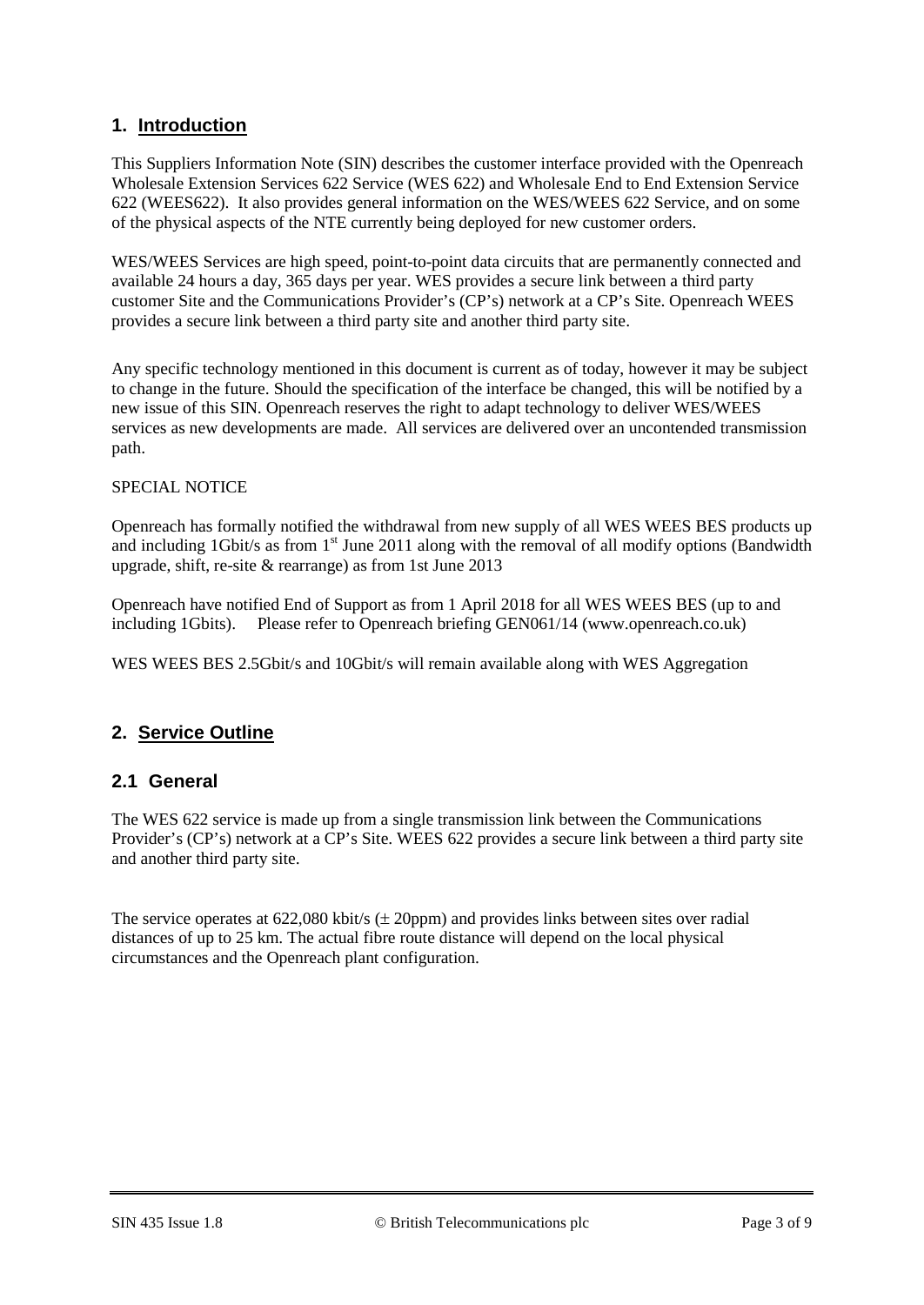## 1. Introduction

This Suppliers Information Note (SIN) describes the customer interface provided with the Openreach Wholesale Extension Services 622 Service (WES 622) and Wholesale End to End Extension Service 622 (WEES622). It also provides general information on the WES/WEES 622 Service, and on some of the physical aspects of the NTE currently being deployed for new customer orders.

WES/WEES Services are high speed, point-to-point data circuits that are permanently connected and available 24 hours a day, 365 days per year. WES provides a secure link between a third party customer Site and the Communications Provider's (CP's) network at a CP's Site. Openreach WEES provides a secure link between a third party site and another third party site.

Any specific technology mentioned in this document is current as of today, however it may be subject to change in the future. Should the specification of the interface be changed, this will be notified by a new issue of this SIN. Openreach reserves the right to adapt technology to deliver WES/WEES services as new developments are made. All services are delivered over an uncontended transmission path.

SPECIAL NOTICE

Openreach has formally notified the withdrawal from new supply of all WES WEES BES products up and including 1Gbit/s as from 1st June 2011 along with the removal of all modify options (Bandwidth upgrade, shift, re-site & rearrange) as from 1st June 2013

Openreach have notified End of Support as from 1 April 2018 for all WES WEES BES (up to and including 1Gbits). Please refer to Openreach briefing GEN061/14 (www.openreach.co.uk)

WES WEES BES 2.5Gbit/s and 10Gbit/s will remain available along with WES Aggregation

## 2. Service Outline

### 2.1 General

The WES 622 service is made up from a single transmission link between the Communications Provider's (CP's) network at a CP's Site. WEES 622 provides a secure link between a third party site and another third party site.

The service operates at 622,080 kbit/s (± 20ppm) and provides links between sites over radial distances of up to 25 km. The actual fibre route distance will depend on the local physical circumstances and the Openreach plant configuration.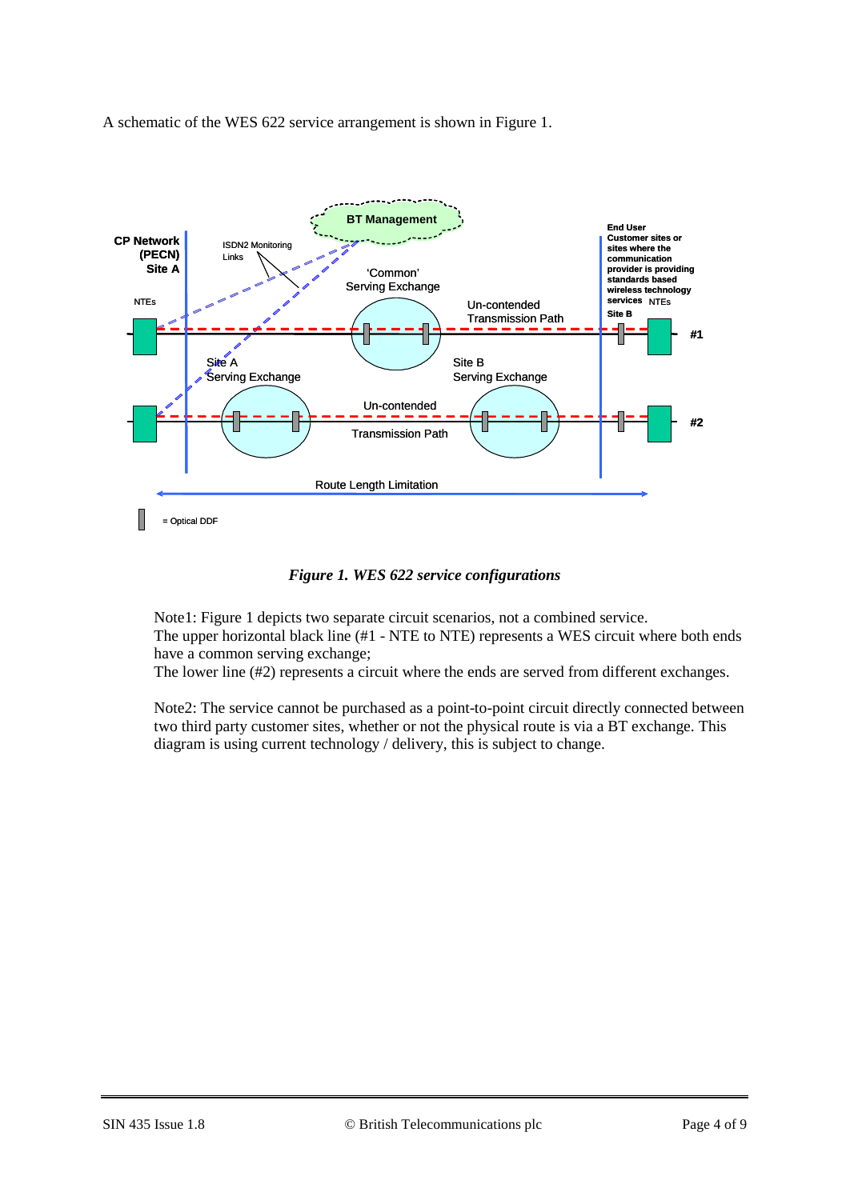A schematic of the WES 622 service arrangement is shown in Figure 1.

BT Management

CP Network (PECN) Site A

ISDN2 Monitoring Links

'Common' Serving Exchange

End User Customer sites or sites where the communication provider is providing standards based wireless technology services

NTEs

Un-contended Transmission Path

NTEs

Site B

#1

Site A Serving Exchange

Site B Serving Exchange

Un-contended Transmission Path

#2

Route Length Limitation

= Optical DDF

*Figure 1. WES 622 service configurations*

Note1: Figure 1 depicts two separate circuit scenarios, not a combined service.
The upper horizontal black line (#1 - NTE to NTE) represents a WES circuit where both ends have a common serving exchange;
The lower line (#2) represents a circuit where the ends are served from different exchanges.

Note2: The service cannot be purchased as a point-to-point circuit directly connected between two third party customer sites, whether or not the physical route is via a BT exchange. This diagram is using current technology / delivery, this is subject to change.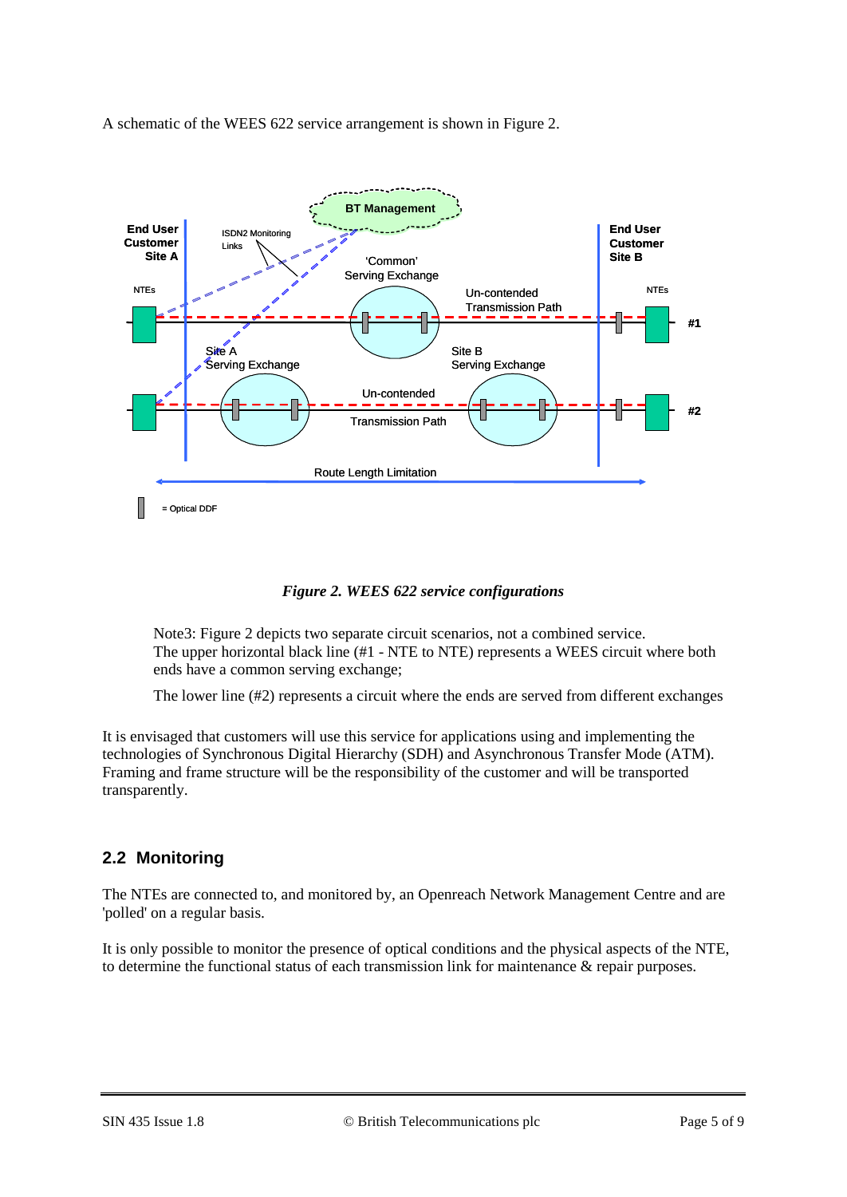A schematic of the WEES 622 service arrangement is shown in Figure 2.

BT Management

End User Customer Site A

ISDN2 Monitoring Links

'Common' Serving Exchange

End User Customer Site B

NTEs

Un-contended Transmission Path

NTEs

#1

Site A Serving Exchange

Site B Serving Exchange

Un-contended Transmission Path

#2

Route Length Limitation

= Optical DDF

*Figure 2. WEES 622 service configurations*

Note3: Figure 2 depicts two separate circuit scenarios, not a combined service.
The upper horizontal black line (#1 - NTE to NTE) represents a WEES circuit where both ends have a common serving exchange;

The lower line (#2) represents a circuit where the ends are served from different exchanges

It is envisaged that customers will use this service for applications using and implementing the technologies of Synchronous Digital Hierarchy (SDH) and Asynchronous Transfer Mode (ATM). Framing and frame structure will be the responsibility of the customer and will be transported transparently.

## 2.2 Monitoring

The NTEs are connected to, and monitored by, an Openreach Network Management Centre and are 'polled' on a regular basis.

It is only possible to monitor the presence of optical conditions and the physical aspects of the NTE, to determine the functional status of each transmission link for maintenance & repair purposes.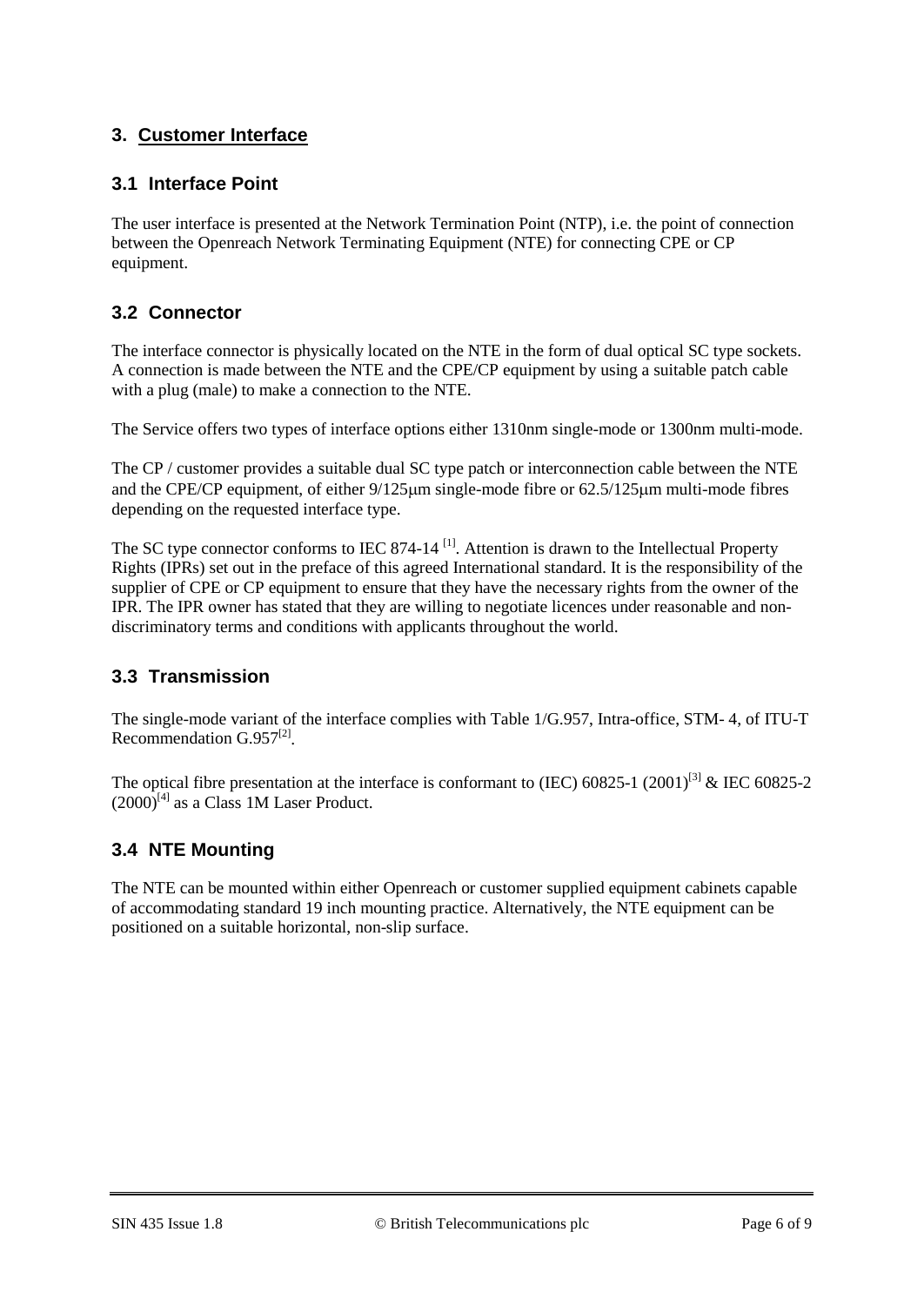## 3. Customer Interface

### 3.1 Interface Point

The user interface is presented at the Network Termination Point (NTP), i.e. the point of connection between the Openreach Network Terminating Equipment (NTE) for connecting CPE or CP equipment.

### 3.2 Connector

The interface connector is physically located on the NTE in the form of dual optical SC type sockets. A connection is made between the NTE and the CPE/CP equipment by using a suitable patch cable with a plug (male) to make a connection to the NTE.

The Service offers two types of interface options either 1310nm single-mode or 1300nm multi-mode.

The CP / customer provides a suitable dual SC type patch or interconnection cable between the NTE and the CPE/CP equipment, of either 9/125μm single-mode fibre or 62.5/125μm multi-mode fibres depending on the requested interface type.

The SC type connector conforms to IEC 874-14 [1]. Attention is drawn to the Intellectual Property Rights (IPRs) set out in the preface of this agreed International standard. It is the responsibility of the supplier of CPE or CP equipment to ensure that they have the necessary rights from the owner of the IPR. The IPR owner has stated that they are willing to negotiate licences under reasonable and non-discriminatory terms and conditions with applicants throughout the world.

### 3.3 Transmission

The single-mode variant of the interface complies with Table 1/G.957, Intra-office, STM- 4, of ITU-T Recommendation G.957[2].

The optical fibre presentation at the interface is conformant to (IEC) 60825-1 (2001)[3] & IEC 60825-2 (2000)[4] as a Class 1M Laser Product.

### 3.4 NTE Mounting

The NTE can be mounted within either Openreach or customer supplied equipment cabinets capable of accommodating standard 19 inch mounting practice. Alternatively, the NTE equipment can be positioned on a suitable horizontal, non-slip surface.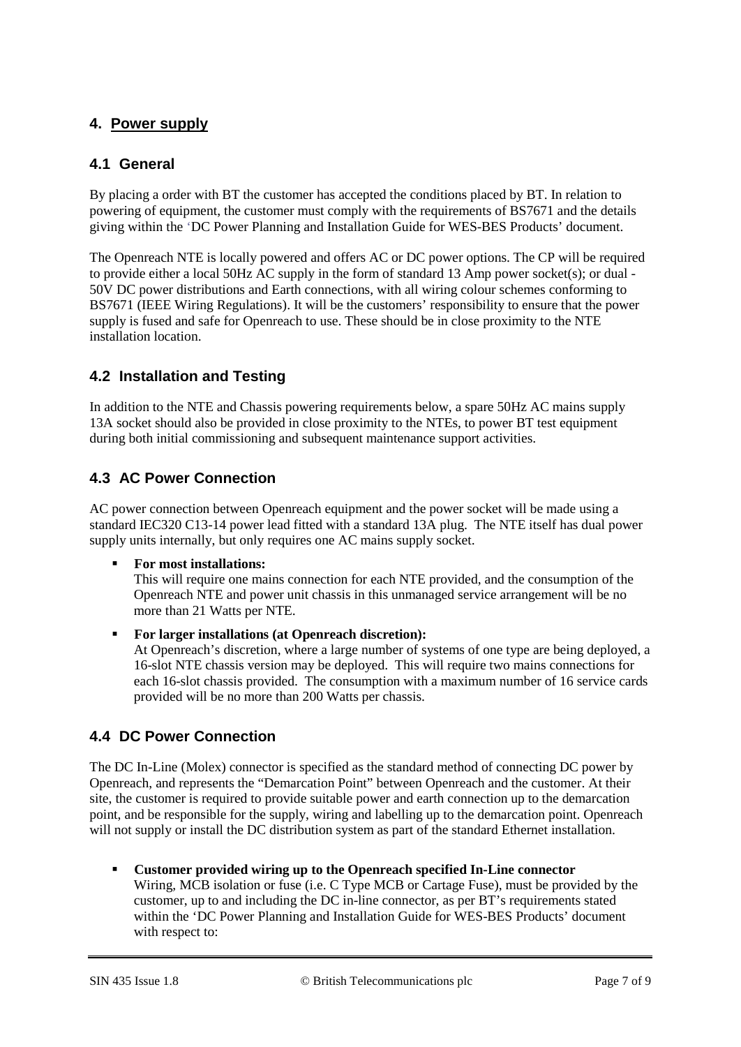## 4. Power supply

### 4.1 General

By placing a order with BT the customer has accepted the conditions placed by BT. In relation to powering of equipment, the customer must comply with the requirements of BS7671 and the details giving within the 'DC Power Planning and Installation Guide for WES-BES Products' document.

The Openreach NTE is locally powered and offers AC or DC power options. The CP will be required to provide either a local 50Hz AC supply in the form of standard 13 Amp power socket(s); or dual -50V DC power distributions and Earth connections, with all wiring colour schemes conforming to BS7671 (IEEE Wiring Regulations). It will be the customers' responsibility to ensure that the power supply is fused and safe for Openreach to use. These should be in close proximity to the NTE installation location.

### 4.2 Installation and Testing

In addition to the NTE and Chassis powering requirements below, a spare 50Hz AC mains supply 13A socket should also be provided in close proximity to the NTEs, to power BT test equipment during both initial commissioning and subsequent maintenance support activities.

### 4.3 AC Power Connection

AC power connection between Openreach equipment and the power socket will be made using a standard IEC320 C13-14 power lead fitted with a standard 13A plug. The NTE itself has dual power supply units internally, but only requires one AC mains supply socket.

- **For most installations:**
  This will require one mains connection for each NTE provided, and the consumption of the Openreach NTE and power unit chassis in this unmanaged service arrangement will be no more than 21 Watts per NTE.
- **For larger installations (at Openreach discretion):**
  At Openreach's discretion, where a large number of systems of one type are being deployed, a 16-slot NTE chassis version may be deployed. This will require two mains connections for each 16-slot chassis provided. The consumption with a maximum number of 16 service cards provided will be no more than 200 Watts per chassis.

### 4.4 DC Power Connection

The DC In-Line (Molex) connector is specified as the standard method of connecting DC power by Openreach, and represents the "Demarcation Point" between Openreach and the customer. At their site, the customer is required to provide suitable power and earth connection up to the demarcation point, and be responsible for the supply, wiring and labelling up to the demarcation point. Openreach will not supply or install the DC distribution system as part of the standard Ethernet installation.

- **Customer provided wiring up to the Openreach specified In-Line connector**
  Wiring, MCB isolation or fuse (i.e. C Type MCB or Cartage Fuse), must be provided by the customer, up to and including the DC in-line connector, as per BT's requirements stated within the 'DC Power Planning and Installation Guide for WES-BES Products' document with respect to: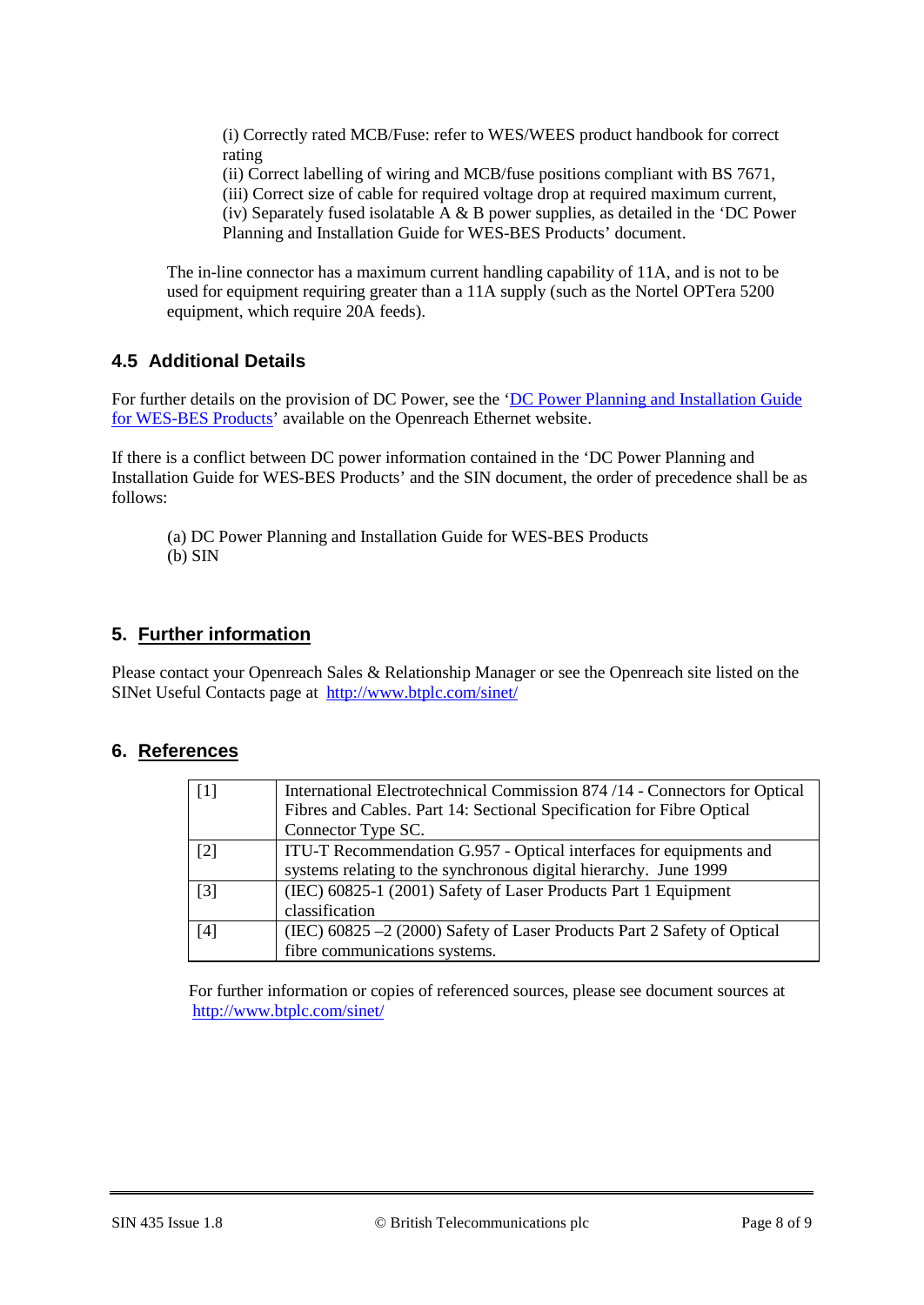(i) Correctly rated MCB/Fuse: refer to WES/WEES product handbook for correct rating
(ii) Correct labelling of wiring and MCB/fuse positions compliant with BS 7671,
(iii) Correct size of cable for required voltage drop at required maximum current,
(iv) Separately fused isolatable A & B power supplies, as detailed in the 'DC Power Planning and Installation Guide for WES-BES Products' document.

The in-line connector has a maximum current handling capability of 11A, and is not to be used for equipment requiring greater than a 11A supply (such as the Nortel OPTera 5200 equipment, which require 20A feeds).

### 4.5 Additional Details

For further details on the provision of DC Power, see the 'DC Power Planning and Installation Guide for WES-BES Products' available on the Openreach Ethernet website.

If there is a conflict between DC power information contained in the 'DC Power Planning and Installation Guide for WES-BES Products' and the SIN document, the order of precedence shall be as follows:

(a) DC Power Planning and Installation Guide for WES-BES Products
(b) SIN

## 5. Further information

Please contact your Openreach Sales & Relationship Manager or see the Openreach site listed on the SINet Useful Contacts page at http://www.btplc.com/sinet/

## 6. References

| | |
|---|---|
| [1] | International Electrotechnical Commission 874 /14 - Connectors for Optical Fibres and Cables. Part 14: Sectional Specification for Fibre Optical Connector Type SC. |
| [2] | ITU-T Recommendation G.957 - Optical interfaces for equipments and systems relating to the synchronous digital hierarchy. June 1999 |
| [3] | (IEC) 60825-1 (2001) Safety of Laser Products Part 1 Equipment classification |
| [4] | (IEC) 60825 –2 (2000) Safety of Laser Products Part 2 Safety of Optical fibre communications systems. |

For further information or copies of referenced sources, please see document sources at http://www.btplc.com/sinet/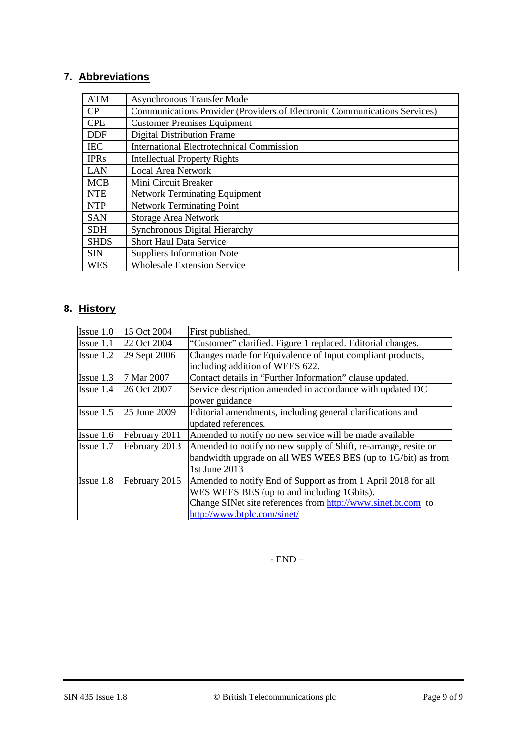## 7. Abbreviations

| | |
|---|---|
| ATM | Asynchronous Transfer Mode |
| CP | Communications Provider (Providers of Electronic Communications Services) |
| CPE | Customer Premises Equipment |
| DDF | Digital Distribution Frame |
| IEC | International Electrotechnical Commission |
| IPRs | Intellectual Property Rights |
| LAN | Local Area Network |
| MCB | Mini Circuit Breaker |
| NTE | Network Terminating Equipment |
| NTP | Network Terminating Point |
| SAN | Storage Area Network |
| SDH | Synchronous Digital Hierarchy |
| SHDS | Short Haul Data Service |
| SIN | Suppliers Information Note |
| WES | Wholesale Extension Service |

## 8. History

| | | |
|---|---|---|
| Issue 1.0 | 15 Oct 2004 | First published. |
| Issue 1.1 | 22 Oct 2004 | "Customer" clarified. Figure 1 replaced. Editorial changes. |
| Issue 1.2 | 29 Sept 2006 | Changes made for Equivalence of Input compliant products, including addition of WEES 622. |
| Issue 1.3 | 7 Mar 2007 | Contact details in "Further Information" clause updated. |
| Issue 1.4 | 26 Oct 2007 | Service description amended in accordance with updated DC power guidance |
| Issue 1.5 | 25 June 2009 | Editorial amendments, including general clarifications and updated references. |
| Issue 1.6 | February 2011 | Amended to notify no new service will be made available |
| Issue 1.7 | February 2013 | Amended to notify no new supply of Shift, re-arrange, resite or bandwidth upgrade on all WES WEES BES (up to 1G/bit) as from 1st June 2013 |
| Issue 1.8 | February 2015 | Amended to notify End of Support as from 1 April 2018 for all WES WEES BES (up to and including 1Gbits). Change SINet site references from http://www.sinet.bt.com to http://www.btplc.com/sinet/ |

- END –